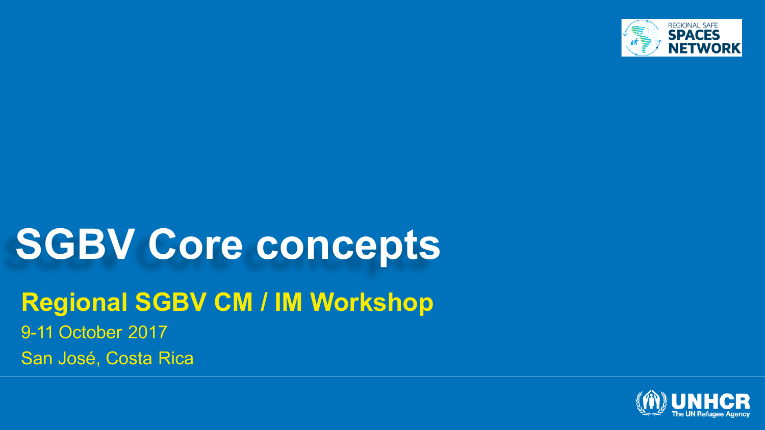REGIONAL SAFE SPACES NETWORK

# SGBV Core concepts

## Regional SGBV CM / IM Workshop

9-11 October 2017

San José, Costa Rica

UNHCR
The UN Refugee Agency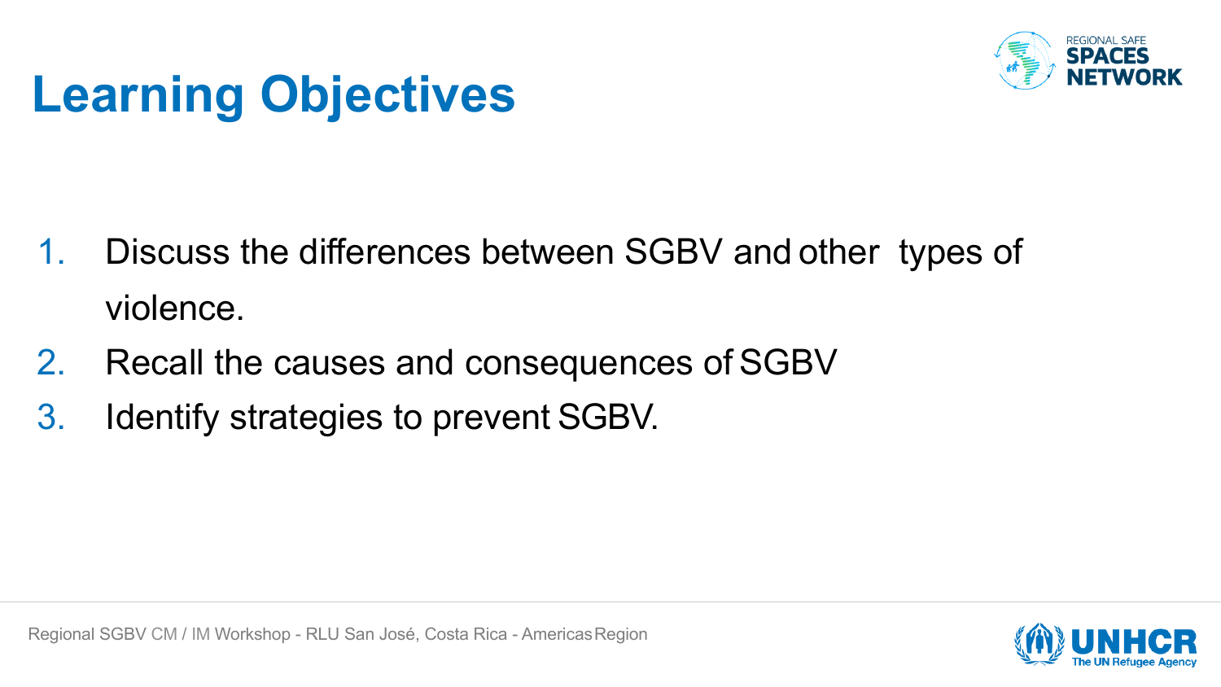# Learning Objectives

1. Discuss the differences between SGBV and other types of violence.
2. Recall the causes and consequences of SGBV
3. Identify strategies to prevent SGBV.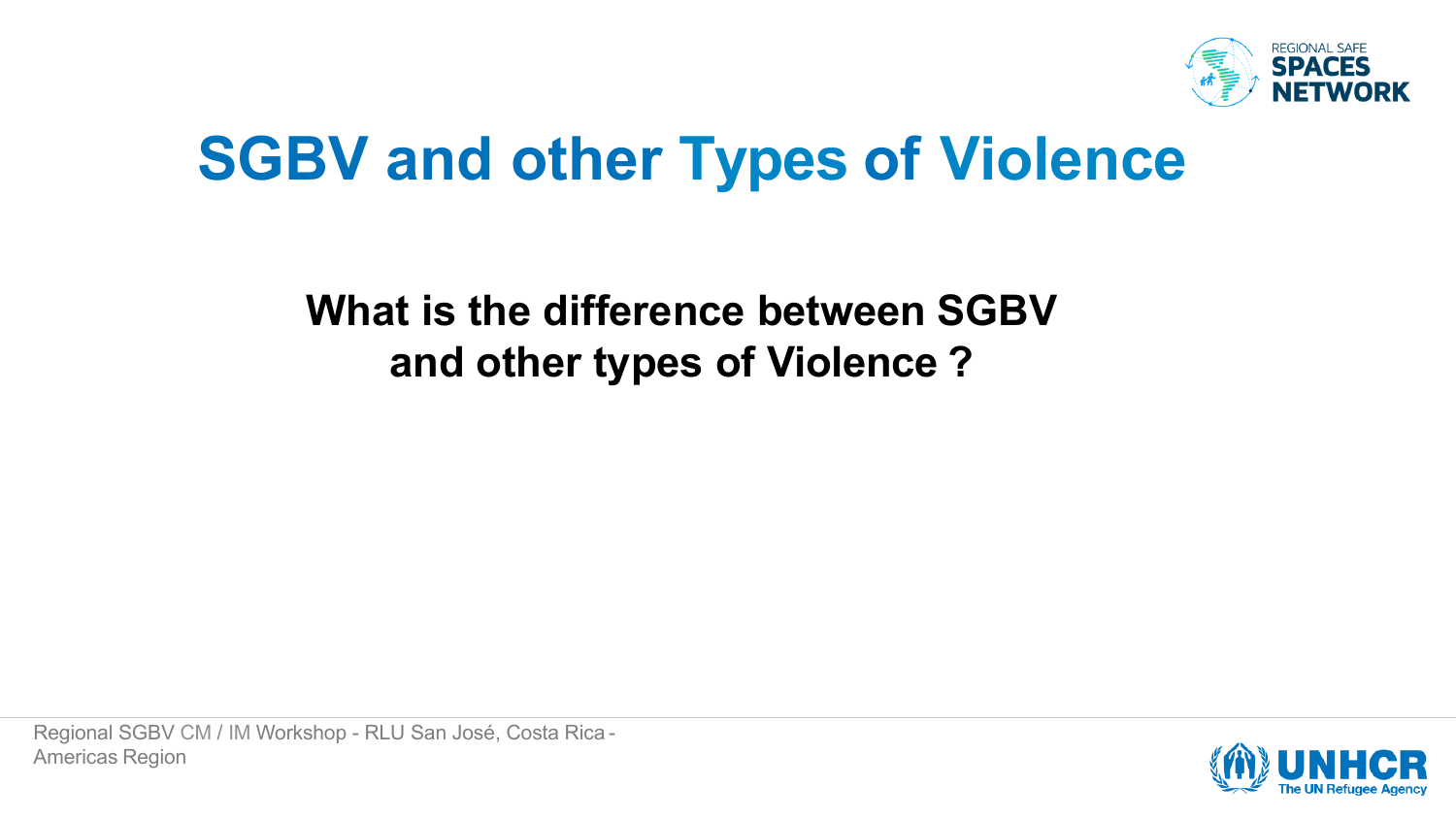# SGBV and other Types of Violence

**What is the difference between SGBV and other types of Violence ?**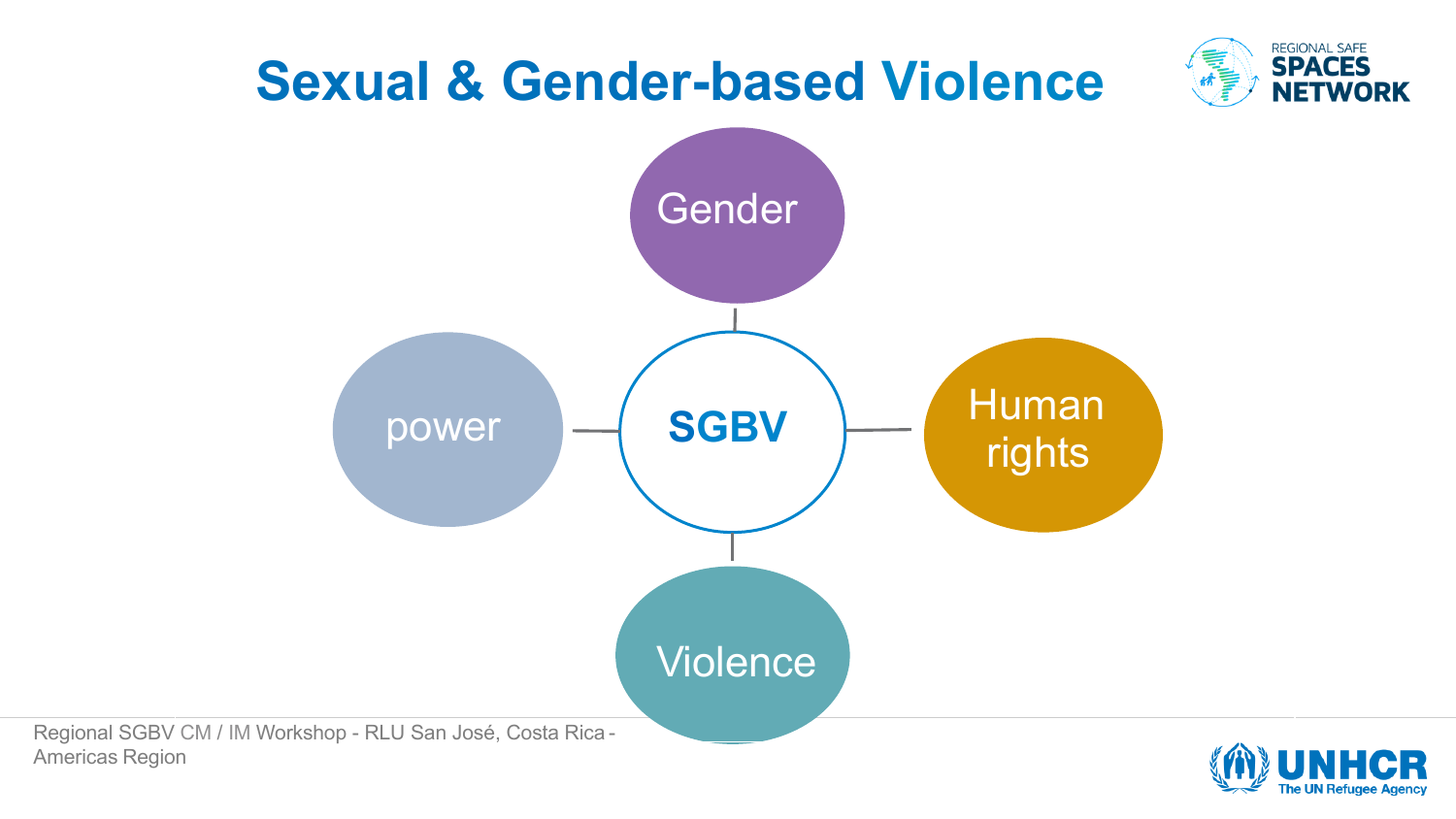# Sexual & Gender-based Violence

- SGBV
  - Gender
  - Human rights
  - Violence
  - power

Regional SGBV CM / IM Workshop - RLU San José, Costa Rica - Americas Region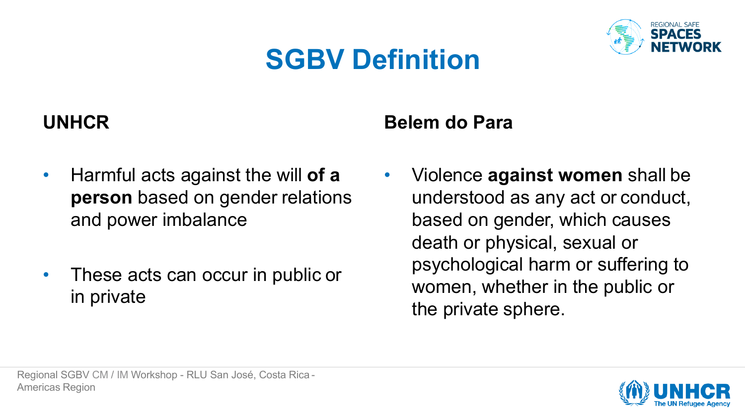# SGBV Definition

## UNHCR

- Harmful acts against the will **of a person** based on gender relations and power imbalance
- These acts can occur in public or in private

## Belem do Para

- Violence **against women** shall be understood as any act or conduct, based on gender, which causes death or physical, sexual or psychological harm or suffering to women, whether in the public or the private sphere.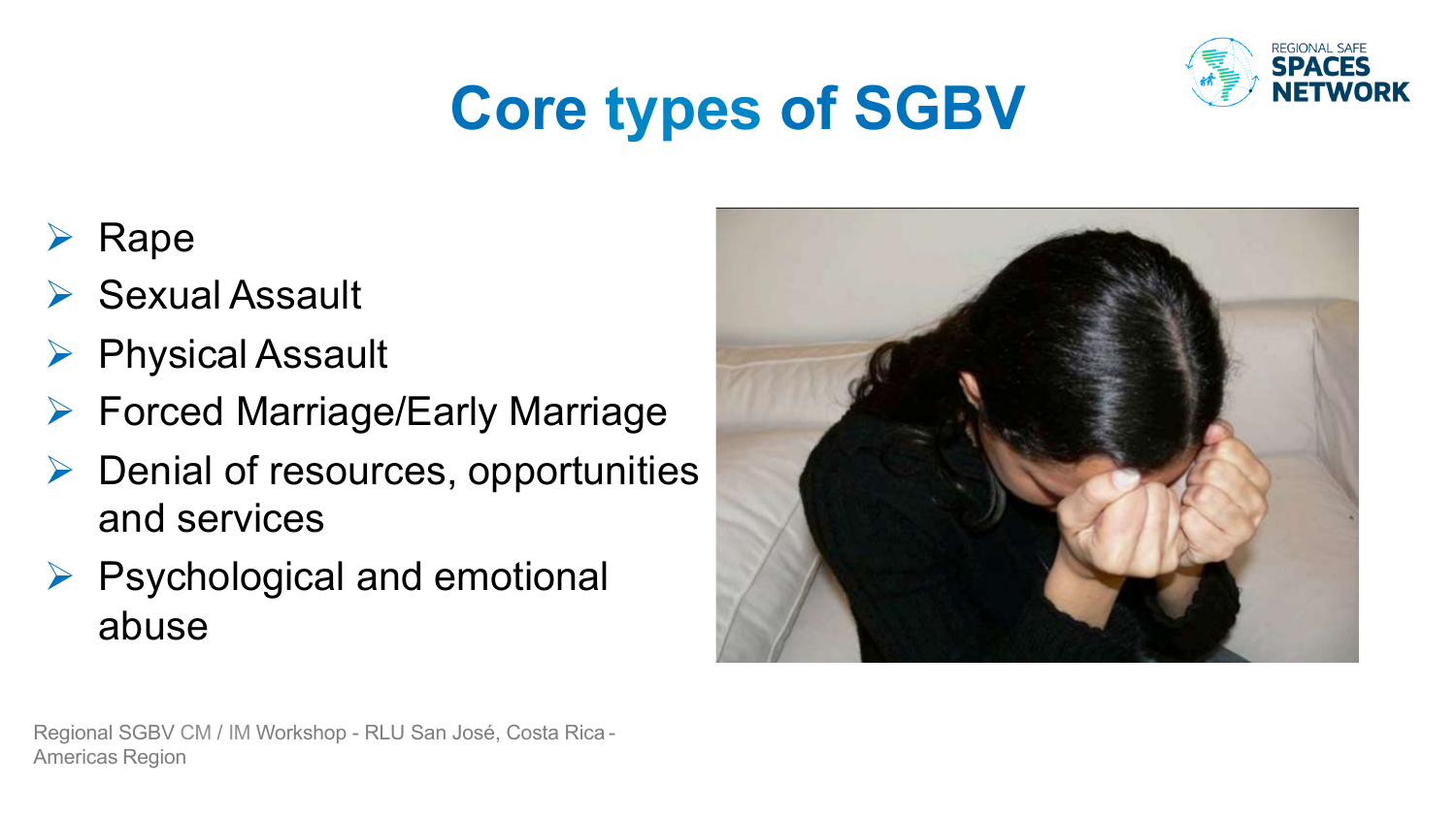# Core types of SGBV

- Rape
- Sexual Assault
- Physical Assault
- Forced Marriage/Early Marriage
- Denial of resources, opportunities and services
- Psychological and emotional abuse

Regional SGBV CM / IM Workshop - RLU San José, Costa Rica - Americas Region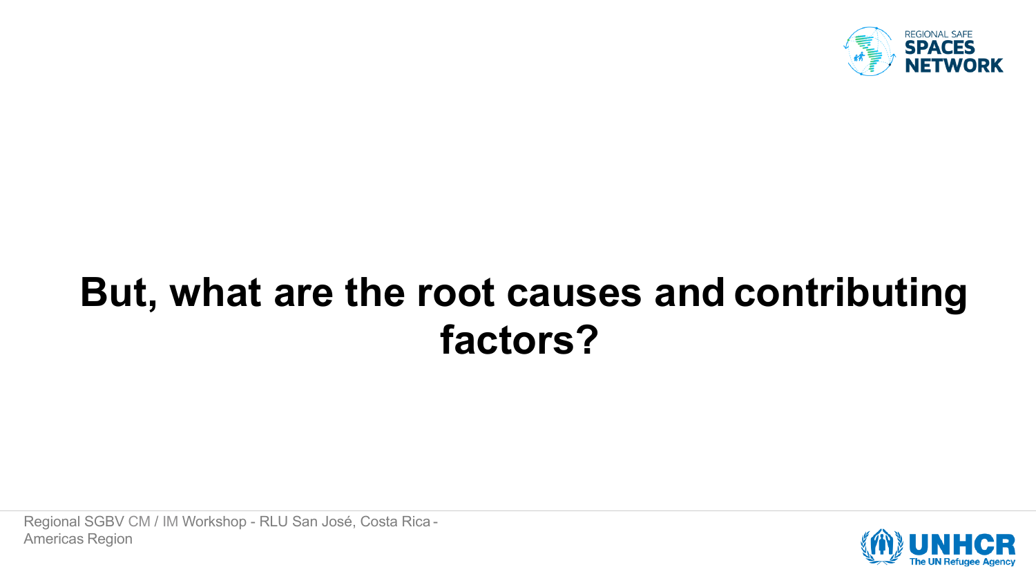# But, what are the root causes and contributing factors?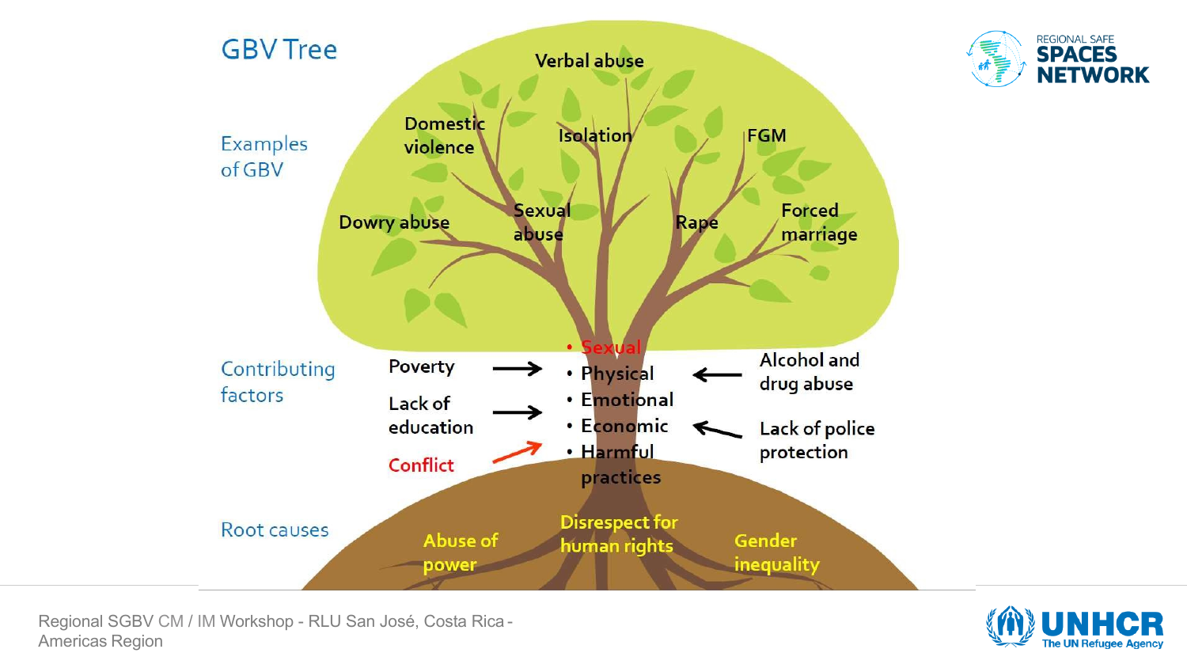# GBV Tree

**Examples of GBV**

- Verbal abuse
- Domestic violence
- Isolation
- FGM
- Dowry abuse
- Sexual abuse
- Rape
- Forced marriage

**Contributing factors**

- Poverty →
- Lack of education →
- Conflict →
- ← Alcohol and drug abuse
- ← Lack of police protection

Types of violence:

- Sexual
- Physical
- Emotional
- Economic
- Harmful practices

**Root causes**

- Abuse of power
- Disrespect for human rights
- Gender inequality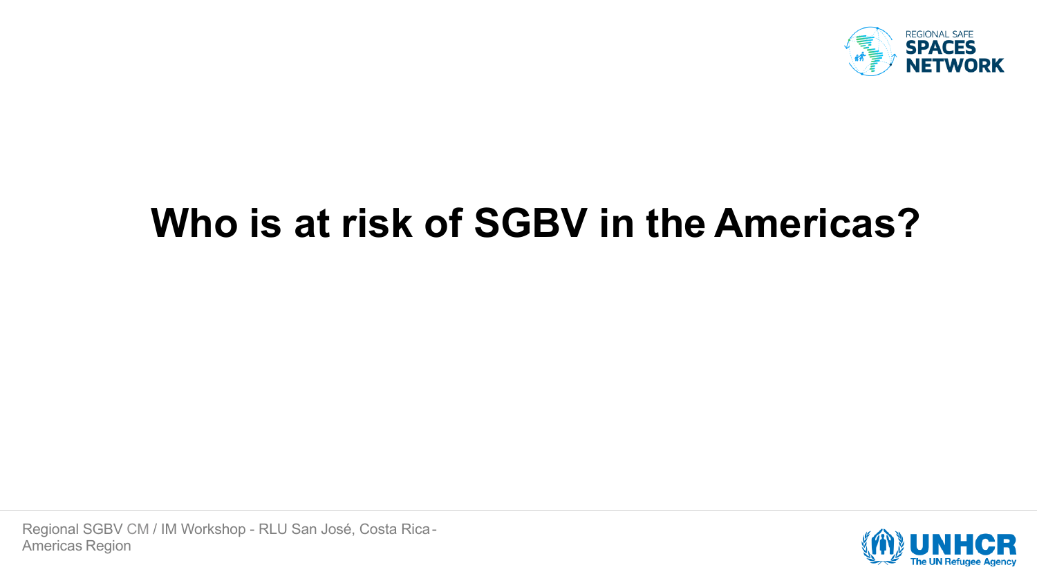# Who is at risk of SGBV in the Americas?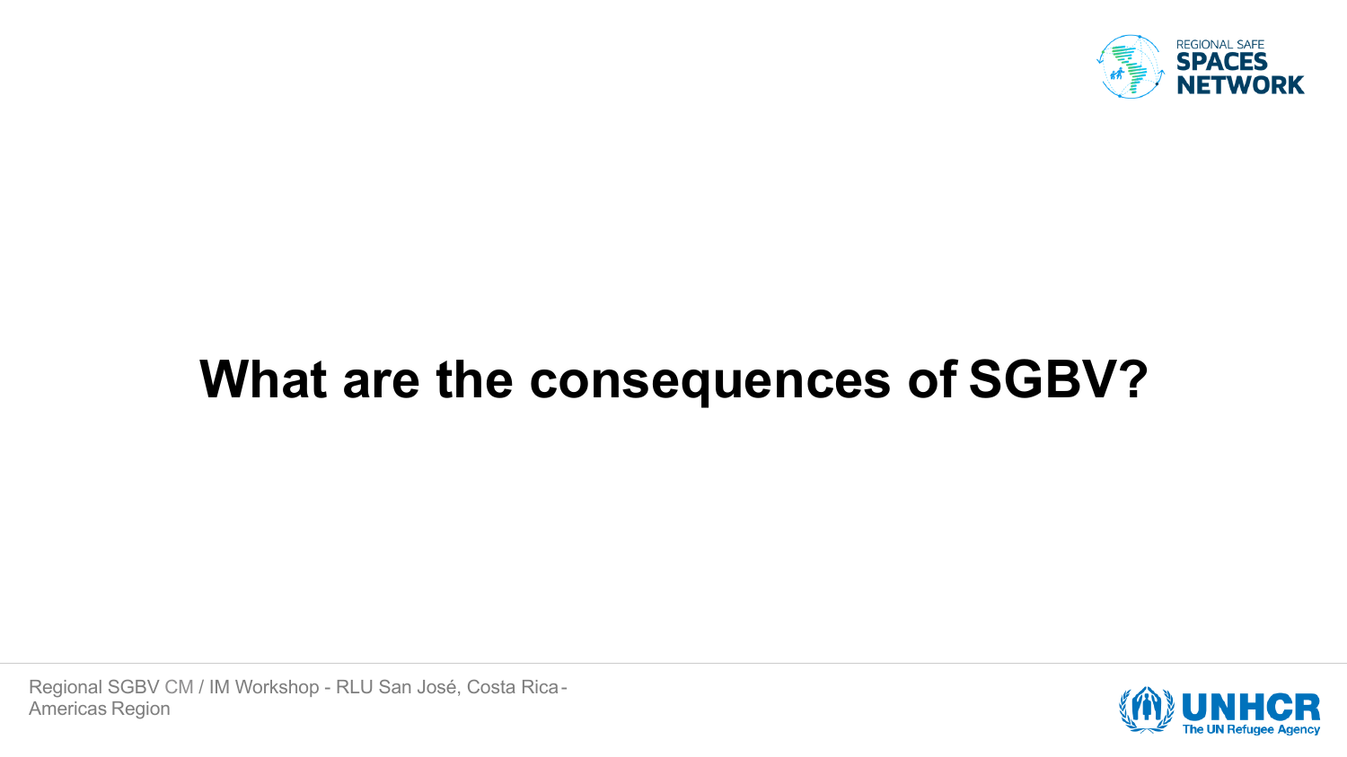# What are the consequences of SGBV?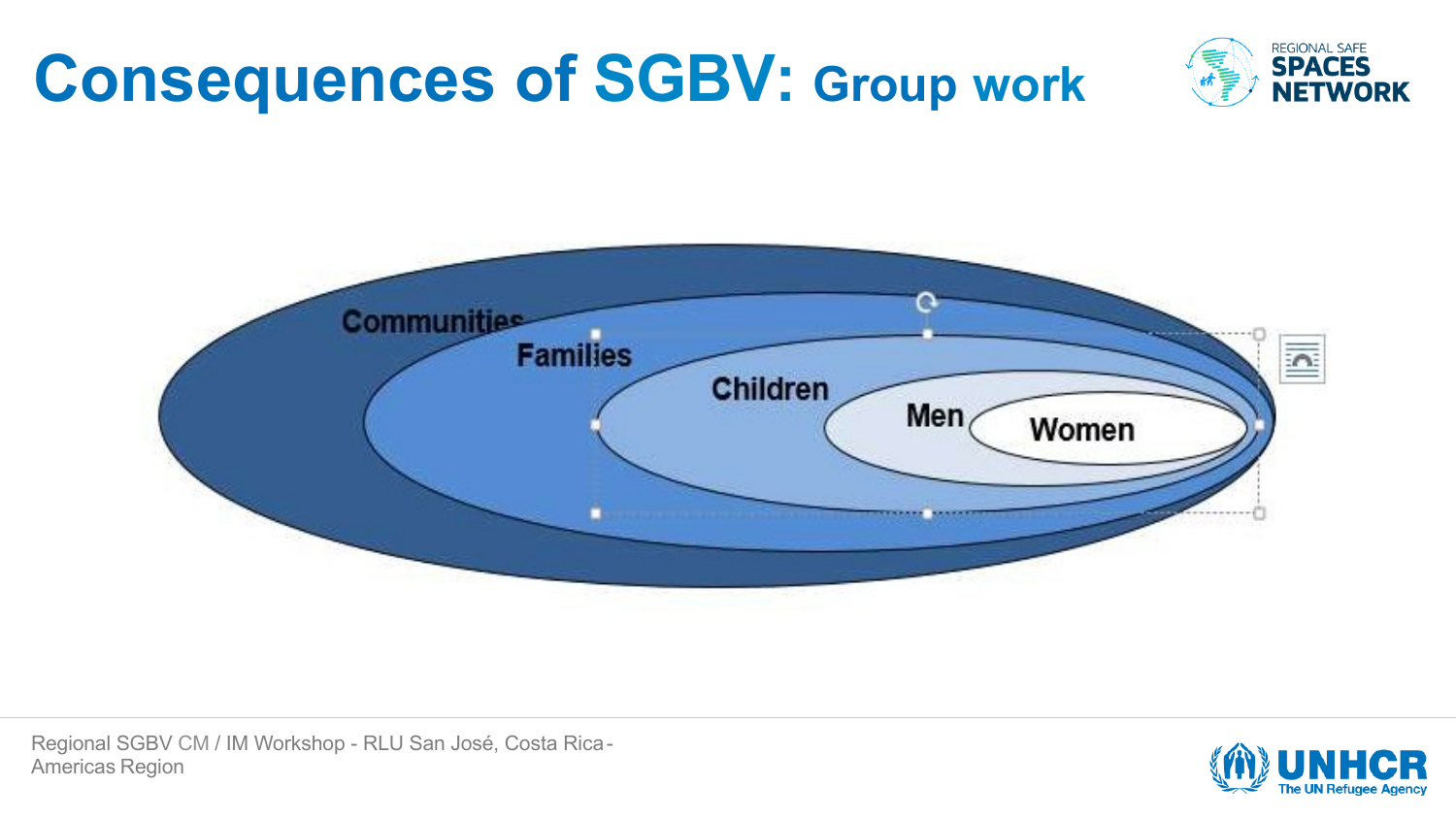# Consequences of SGBV: Group work

Communities

Families

Children

Men

Women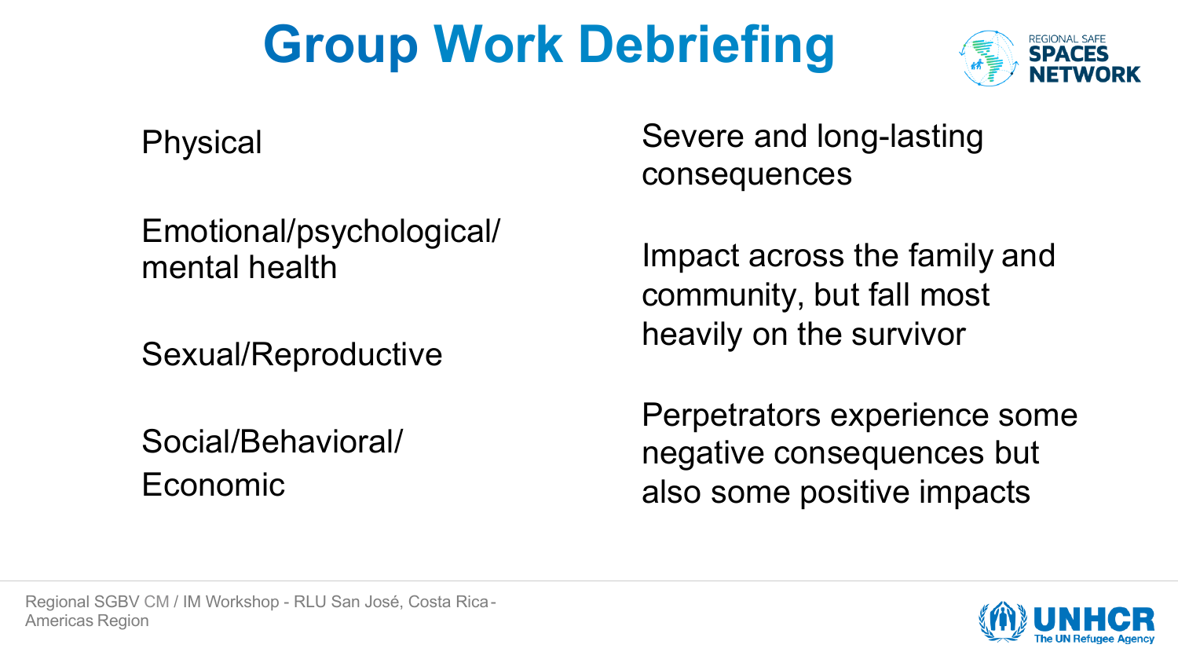# Group Work Debriefing

Physical

Emotional/psychological/ mental health

Sexual/Reproductive

Social/Behavioral/ Economic

Severe and long-lasting consequences

Impact across the family and community, but fall most heavily on the survivor

Perpetrators experience some negative consequences but also some positive impacts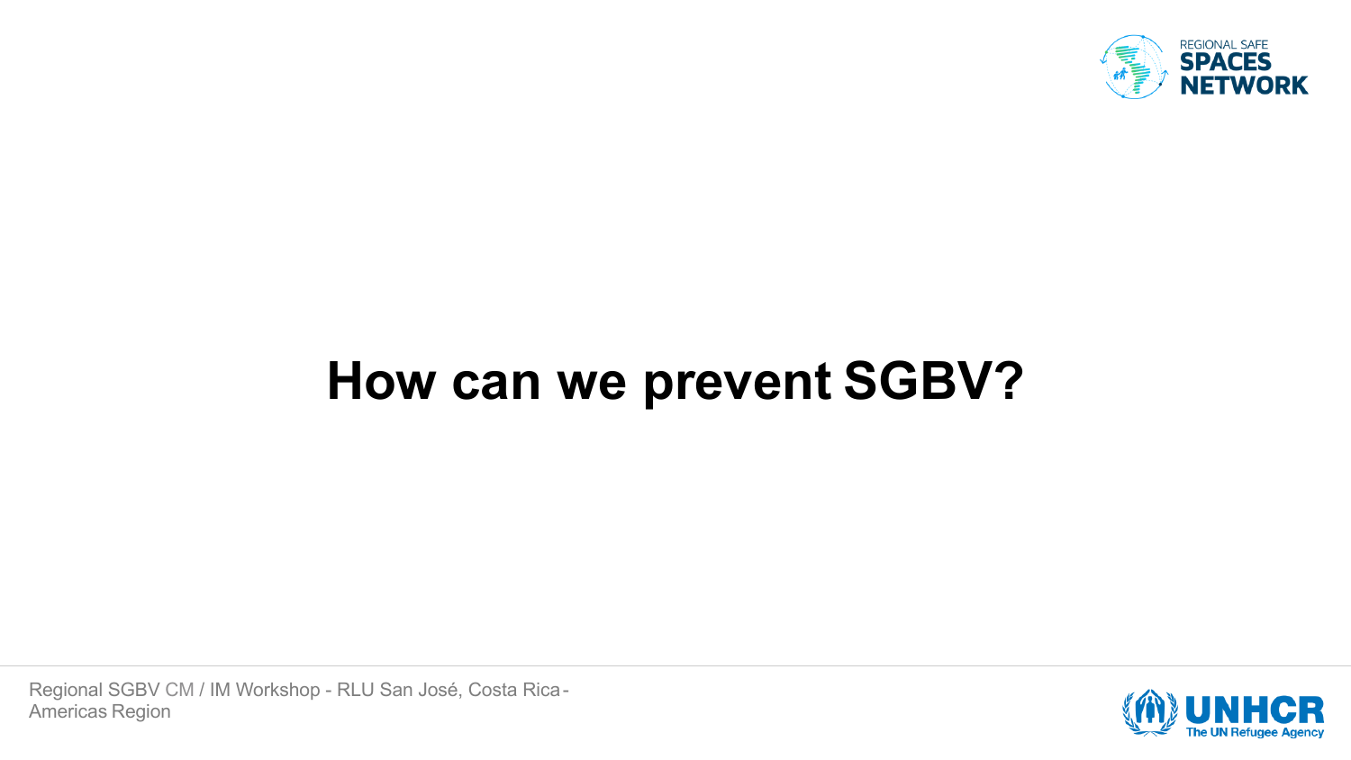# How can we prevent SGBV?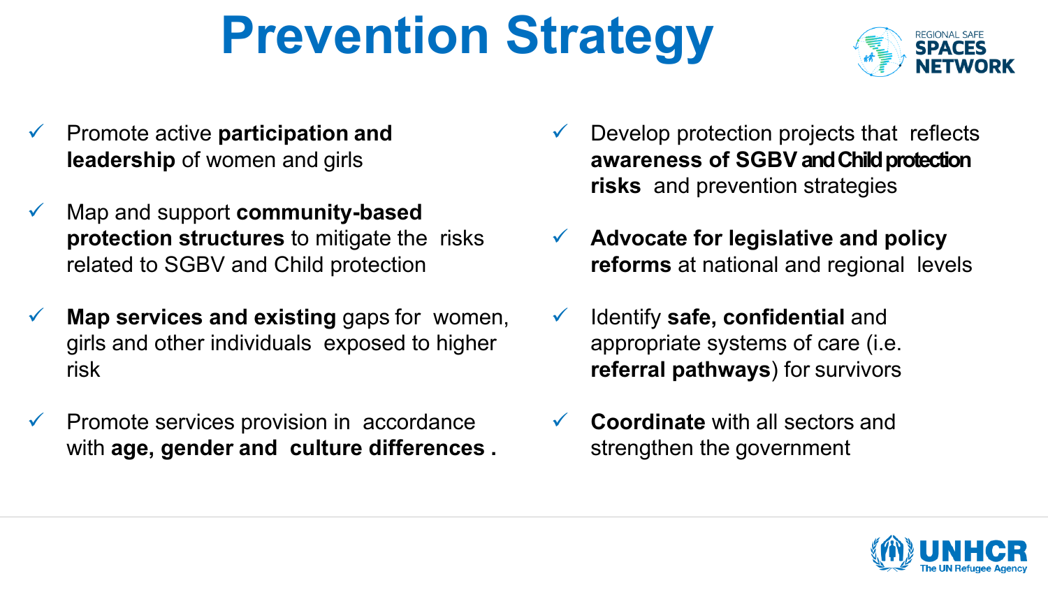# Prevention Strategy

- ✓ Promote active **participation and leadership** of women and girls
- ✓ Map and support **community-based protection structures** to mitigate the risks related to SGBV and Child protection
- ✓ **Map services and existing** gaps for women, girls and other individuals exposed to higher risk
- ✓ Promote services provision in accordance with **age, gender and culture differences .**
- ✓ Develop protection projects that reflects **awareness of SGBV and Child protection risks** and prevention strategies
- ✓ **Advocate for legislative and policy reforms** at national and regional levels
- ✓ Identify **safe, confidential** and appropriate systems of care (i.e. **referral pathways**) for survivors
- ✓ **Coordinate** with all sectors and strengthen the government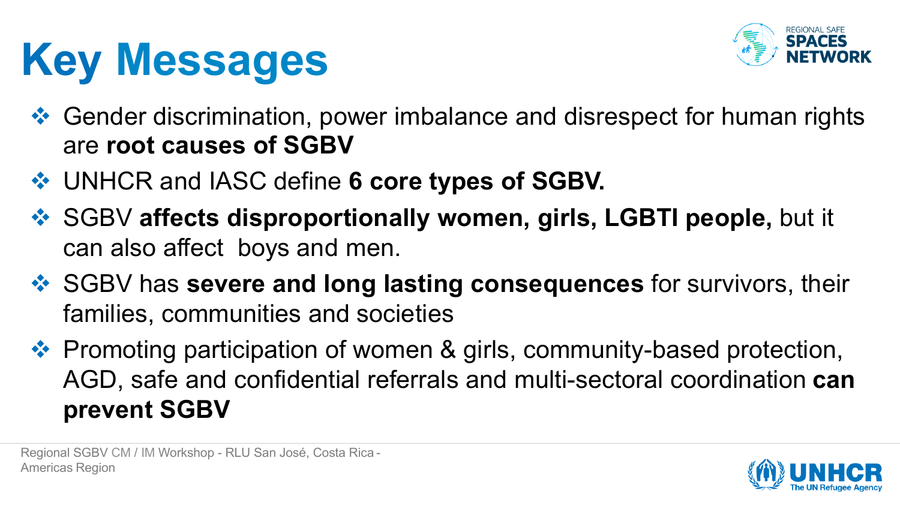# Key Messages

- Gender discrimination, power imbalance and disrespect for human rights are **root causes of SGBV**
- UNHCR and IASC define **6 core types of SGBV.**
- SGBV **affects disproportionally women, girls, LGBTI people,** but it can also affect boys and men.
- SGBV has **severe and long lasting consequences** for survivors, their families, communities and societies
- Promoting participation of women & girls, community-based protection, AGD, safe and confidential referrals and multi-sectoral coordination **can prevent SGBV**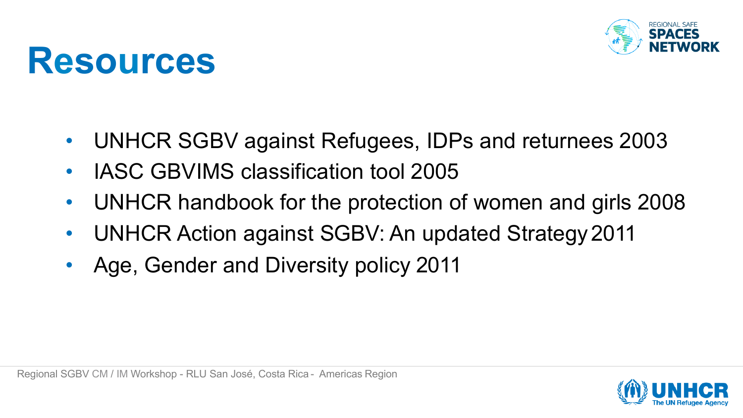# Resources

- UNHCR SGBV against Refugees, IDPs and returnees 2003
- IASC GBVIMS classification tool 2005
- UNHCR handbook for the protection of women and girls 2008
- UNHCR Action against SGBV: An updated Strategy 2011
- Age, Gender and Diversity policy 2011